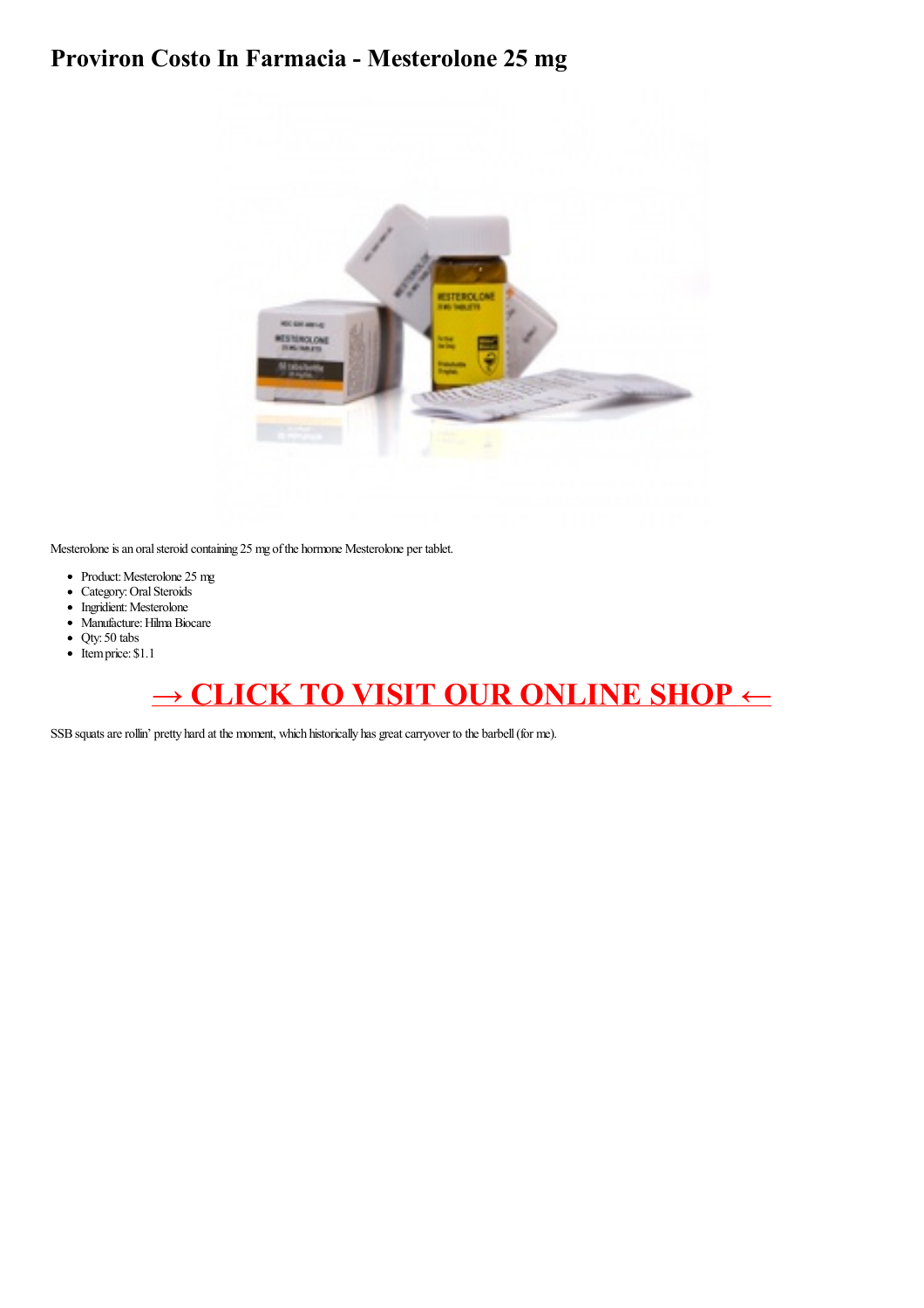# Proviron Costo In Farmacia - Mesterolone 25 mg

Mesterolone is an oral steroid containing 25 mg of the hormone Mesterolone per tablet.

- Product: Mesterolone 25 mg
- Category: Oral Steroids
- Ingridient: Mesterolone
- Manufacture: Hilma Biocare
- Qty: 50 tabs
- Item price: $1.1

## → CLICK TO VISIT OUR ONLINE SHOP ←

SSB squats are rollin' pretty hard at the moment, which historically has great carryover to the barbell (for me).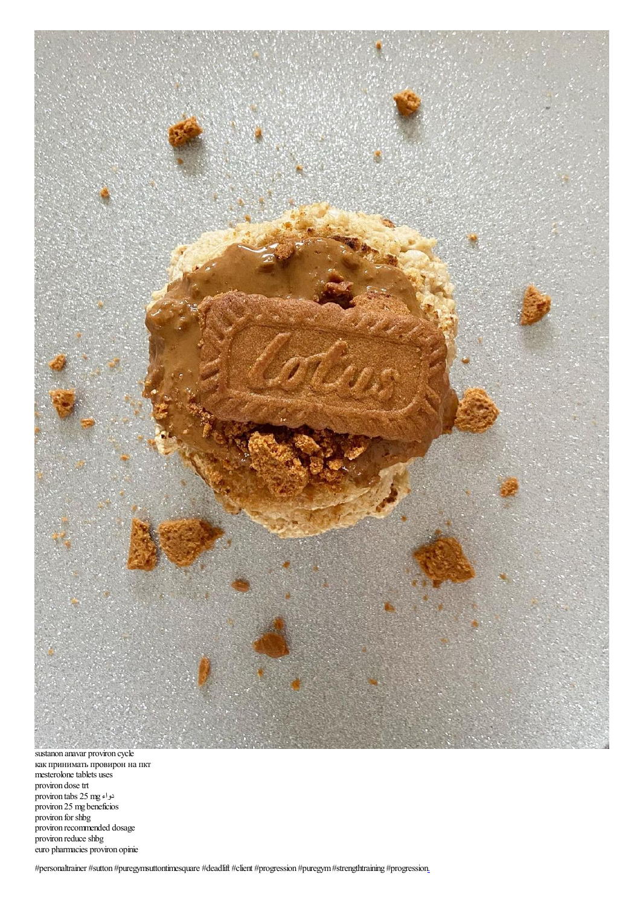sustanon anavar proviron cycle
как принимать провирон на пкт
mesterolone tablets uses
proviron dose trt
proviron tabs 25 mg دواء
proviron 25 mg beneficios
proviron for shbg
proviron recommended dosage
proviron reduce shbg
euro pharmacies proviron opinie

#personaltrainer #sutton #puregymsuttontimesquare #deadlift #client #progression #puregym #strengthtraining #progression.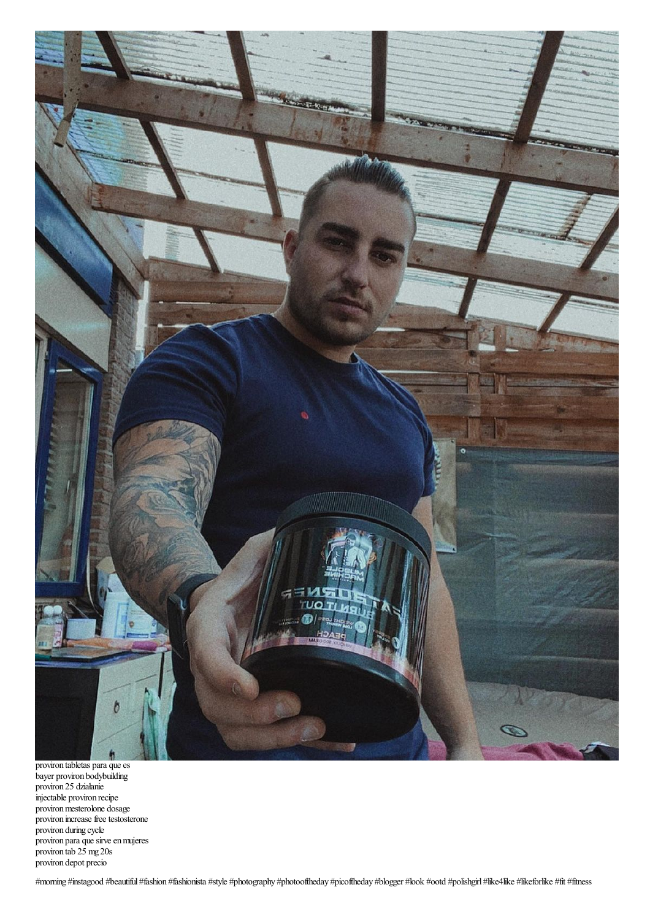proviron tabletas para que es
bayer proviron bodybuilding
proviron 25 działanie
injectable proviron recipe
proviron mesterolone dosage
proviron increase free testosterone
proviron during cycle
proviron para que sirve en mujeres
proviron tab 25 mg 20s
proviron depot precio

#morning #instagood #beautiful #fashion #fashionista #style #photography #photooftheday #picoftheday #blogger #look #ootd #polishgirl #like4like #likeforlike #fit #fitness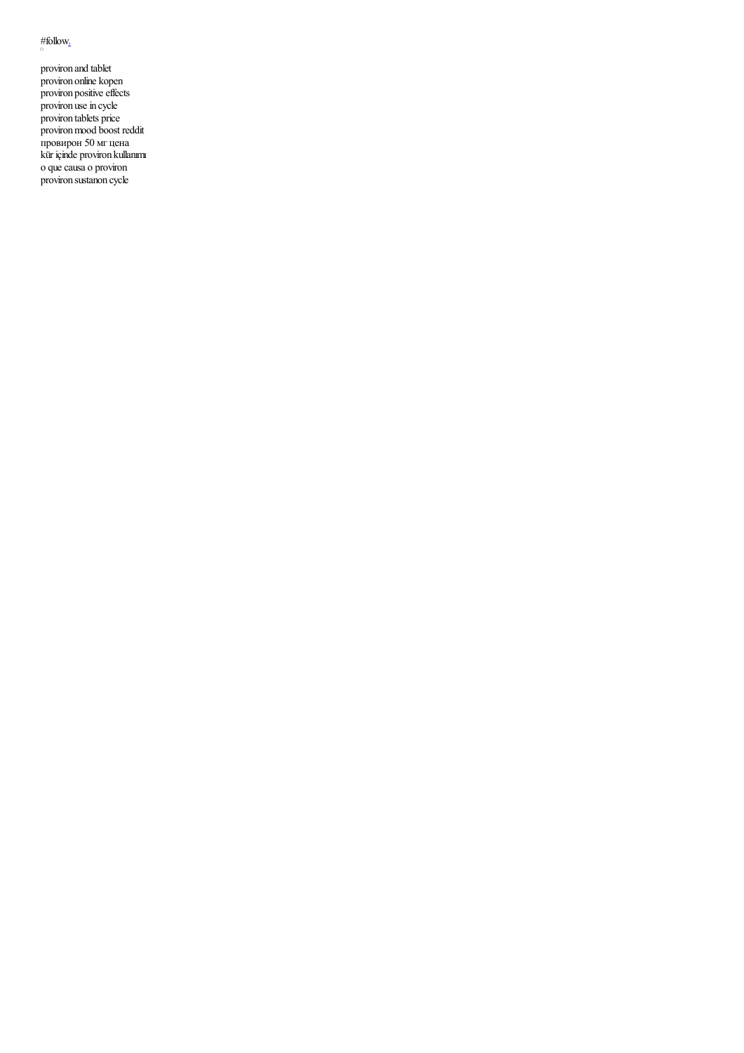#follow.

proviron and tablet
proviron online kopen
proviron positive effects
proviron use in cycle
proviron tablets price
proviron mood boost reddit
провирон 50 мг цена
kür içinde proviron kullanımı
o que causa o proviron
proviron sustanon cycle